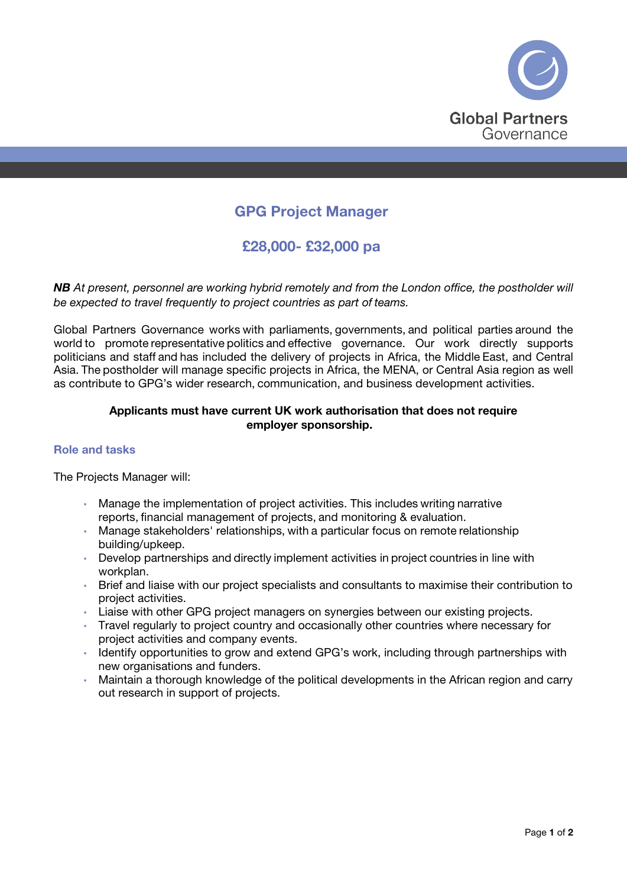Global Partners Governance

# GPG Project Manager

## £28,000- £32,000 pa

***NB*** *At present, personnel are working hybrid remotely and from the London office, the postholder will be expected to travel frequently to project countries as part of teams.*

Global Partners Governance works with parliaments, governments, and political parties around the world to promote representative politics and effective governance. Our work directly supports politicians and staff and has included the delivery of projects in Africa, the Middle East, and Central Asia. The postholder will manage specific projects in Africa, the MENA, or Central Asia region as well as contribute to GPG's wider research, communication, and business development activities.

**Applicants must have current UK work authorisation that does not require employer sponsorship.**

### Role and tasks

The Projects Manager will:

- Manage the implementation of project activities. This includes writing narrative reports, financial management of projects, and monitoring & evaluation.
- Manage stakeholders' relationships, with a particular focus on remote relationship building/upkeep.
- Develop partnerships and directly implement activities in project countries in line with workplan.
- Brief and liaise with our project specialists and consultants to maximise their contribution to project activities.
- Liaise with other GPG project managers on synergies between our existing projects.
- Travel regularly to project country and occasionally other countries where necessary for project activities and company events.
- Identify opportunities to grow and extend GPG's work, including through partnerships with new organisations and funders.
- Maintain a thorough knowledge of the political developments in the African region and carry out research in support of projects.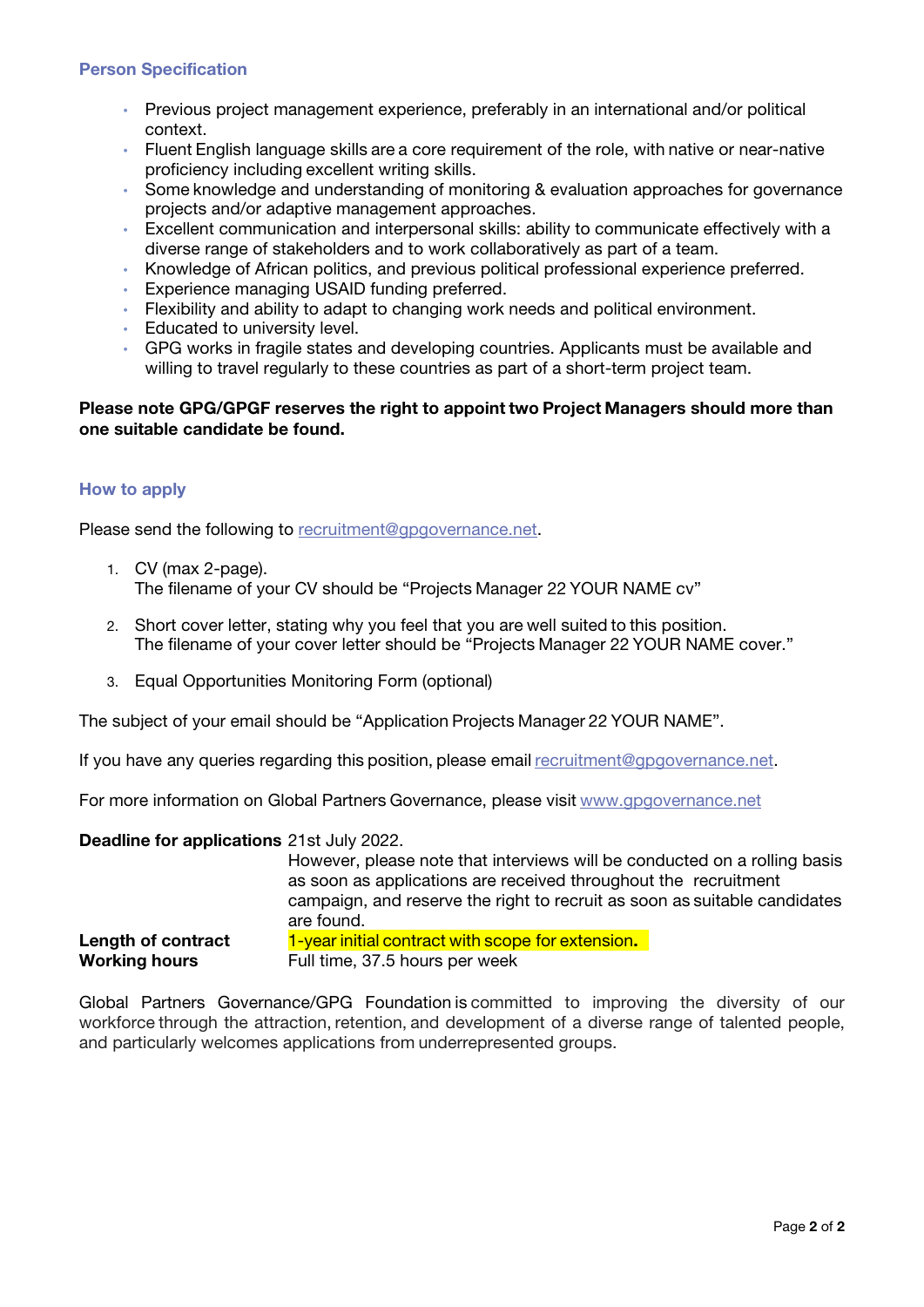## Person Specification

- Previous project management experience, preferably in an international and/or political context.
- Fluent English language skills are a core requirement of the role, with native or near-native proficiency including excellent writing skills.
- Some knowledge and understanding of monitoring & evaluation approaches for governance projects and/or adaptive management approaches.
- Excellent communication and interpersonal skills: ability to communicate effectively with a diverse range of stakeholders and to work collaboratively as part of a team.
- Knowledge of African politics, and previous political professional experience preferred.
- Experience managing USAID funding preferred.
- Flexibility and ability to adapt to changing work needs and political environment.
- Educated to university level.
- GPG works in fragile states and developing countries. Applicants must be available and willing to travel regularly to these countries as part of a short-term project team.

**Please note GPG/GPGF reserves the right to appoint two Project Managers should more than one suitable candidate be found.**

## How to apply

Please send the following to recruitment@gpgovernance.net.

1. CV (max 2-page).
   The filename of your CV should be "Projects Manager 22 YOUR NAME cv"

2. Short cover letter, stating why you feel that you are well suited to this position.
   The filename of your cover letter should be "Projects Manager 22 YOUR NAME cover."

3. Equal Opportunities Monitoring Form (optional)

The subject of your email should be "Application Projects Manager 22 YOUR NAME".

If you have any queries regarding this position, please email recruitment@gpgovernance.net.

For more information on Global Partners Governance, please visit www.gpgovernance.net

| | |
|---|---|
| **Deadline for applications** | 21st July 2022. However, please note that interviews will be conducted on a rolling basis as soon as applications are received throughout the recruitment campaign, and reserve the right to recruit as soon as suitable candidates are found. |
| **Length of contract** | 1-year initial contract with scope for extension**.** |
| **Working hours** | Full time, 37.5 hours per week |

Global Partners Governance/GPG Foundation is committed to improving the diversity of our workforce through the attraction, retention, and development of a diverse range of talented people, and particularly welcomes applications from underrepresented groups.